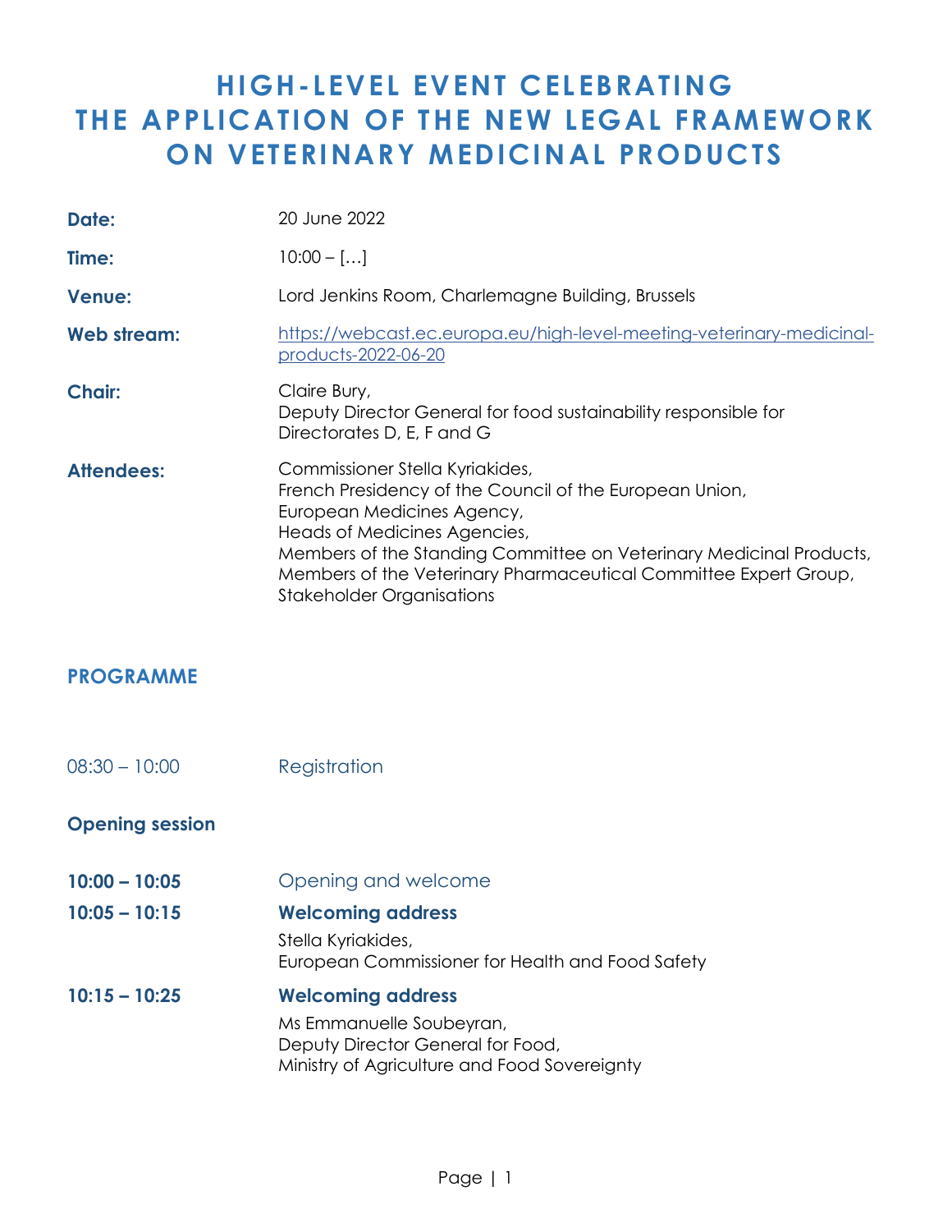# HIGH-LEVEL EVENT CELEBRATING THE APPLICATION OF THE NEW LEGAL FRAMEWORK ON VETERINARY MEDICINAL PRODUCTS

| | |
|---|---|
| **Date:** | 20 June 2022 |
| **Time:** | 10:00 – […] |
| **Venue:** | Lord Jenkins Room, Charlemagne Building, Brussels |
| **Web stream:** | https://webcast.ec.europa.eu/high-level-meeting-veterinary-medicinal-products-2022-06-20 |
| **Chair:** | Claire Bury, Deputy Director General for food sustainability responsible for Directorates D, E, F and G |
| **Attendees:** | Commissioner Stella Kyriakides, French Presidency of the Council of the European Union, European Medicines Agency, Heads of Medicines Agencies, Members of the Standing Committee on Veterinary Medicinal Products, Members of the Veterinary Pharmaceutical Committee Expert Group, Stakeholder Organisations |

## PROGRAMME

08:30 – 10:00 Registration

### Opening session

**10:00 – 10:05** Opening and welcome

**10:05 – 10:15** **Welcoming address**
Stella Kyriakides,
European Commissioner for Health and Food Safety

**10:15 – 10:25** **Welcoming address**
Ms Emmanuelle Soubeyran,
Deputy Director General for Food,
Ministry of Agriculture and Food Sovereignty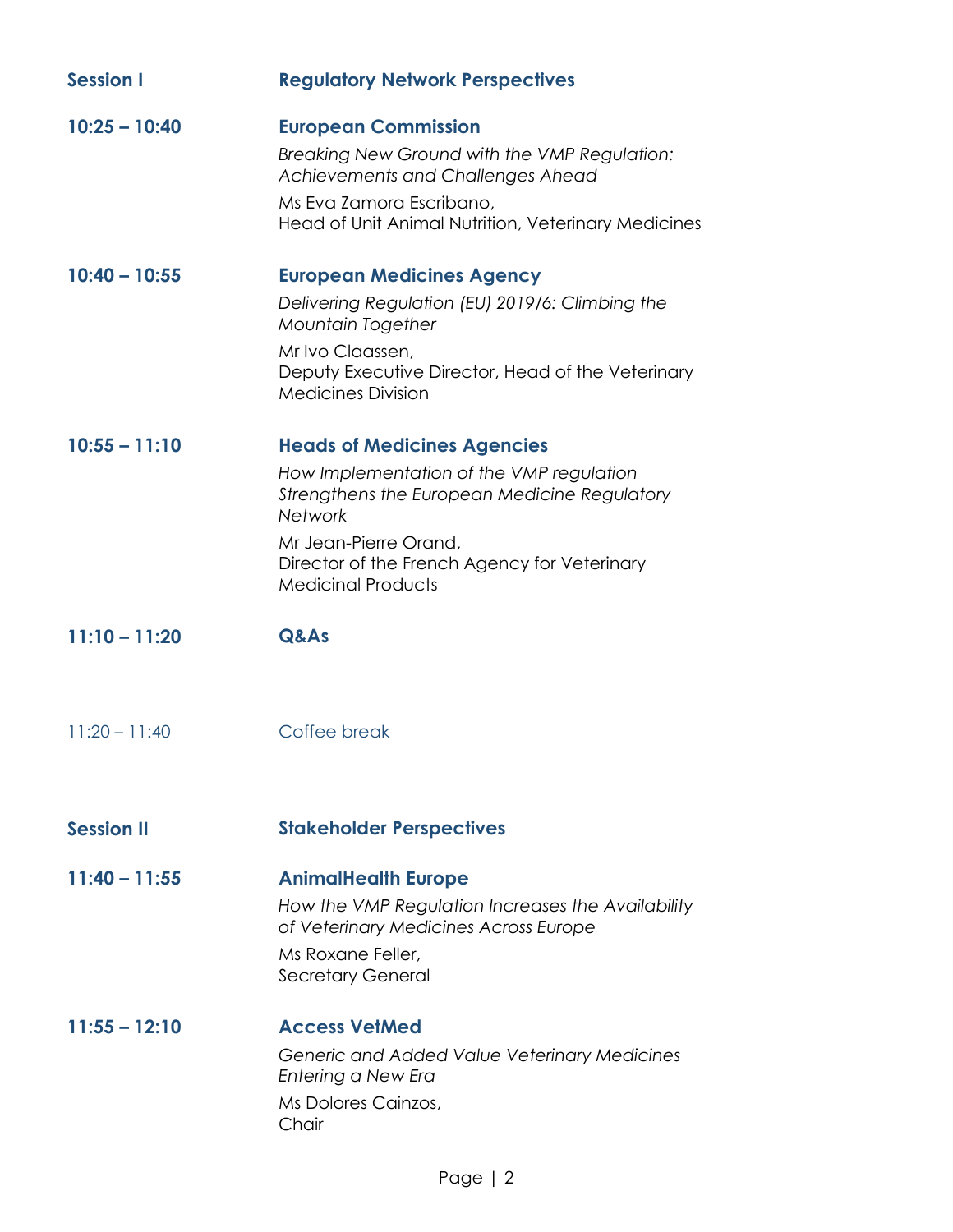**Session I** **Regulatory Network Perspectives**

**10:25 – 10:40** **European Commission**

*Breaking New Ground with the VMP Regulation: Achievements and Challenges Ahead*

Ms Eva Zamora Escribano,
Head of Unit Animal Nutrition, Veterinary Medicines

**10:40 – 10:55** **European Medicines Agency**

*Delivering Regulation (EU) 2019/6: Climbing the Mountain Together*

Mr Ivo Claassen,
Deputy Executive Director, Head of the Veterinary Medicines Division

**10:55 – 11:10** **Heads of Medicines Agencies**

*How Implementation of the VMP regulation Strengthens the European Medicine Regulatory Network*

Mr Jean-Pierre Orand,
Director of the French Agency for Veterinary Medicinal Products

**11:10 – 11:20** **Q&As**

11:20 – 11:40 Coffee break

**Session II** **Stakeholder Perspectives**

**11:40 – 11:55** **AnimalHealth Europe**

*How the VMP Regulation Increases the Availability of Veterinary Medicines Across Europe*

Ms Roxane Feller,
Secretary General

**11:55 – 12:10** **Access VetMed**

*Generic and Added Value Veterinary Medicines Entering a New Era*

Ms Dolores Cainzos,
Chair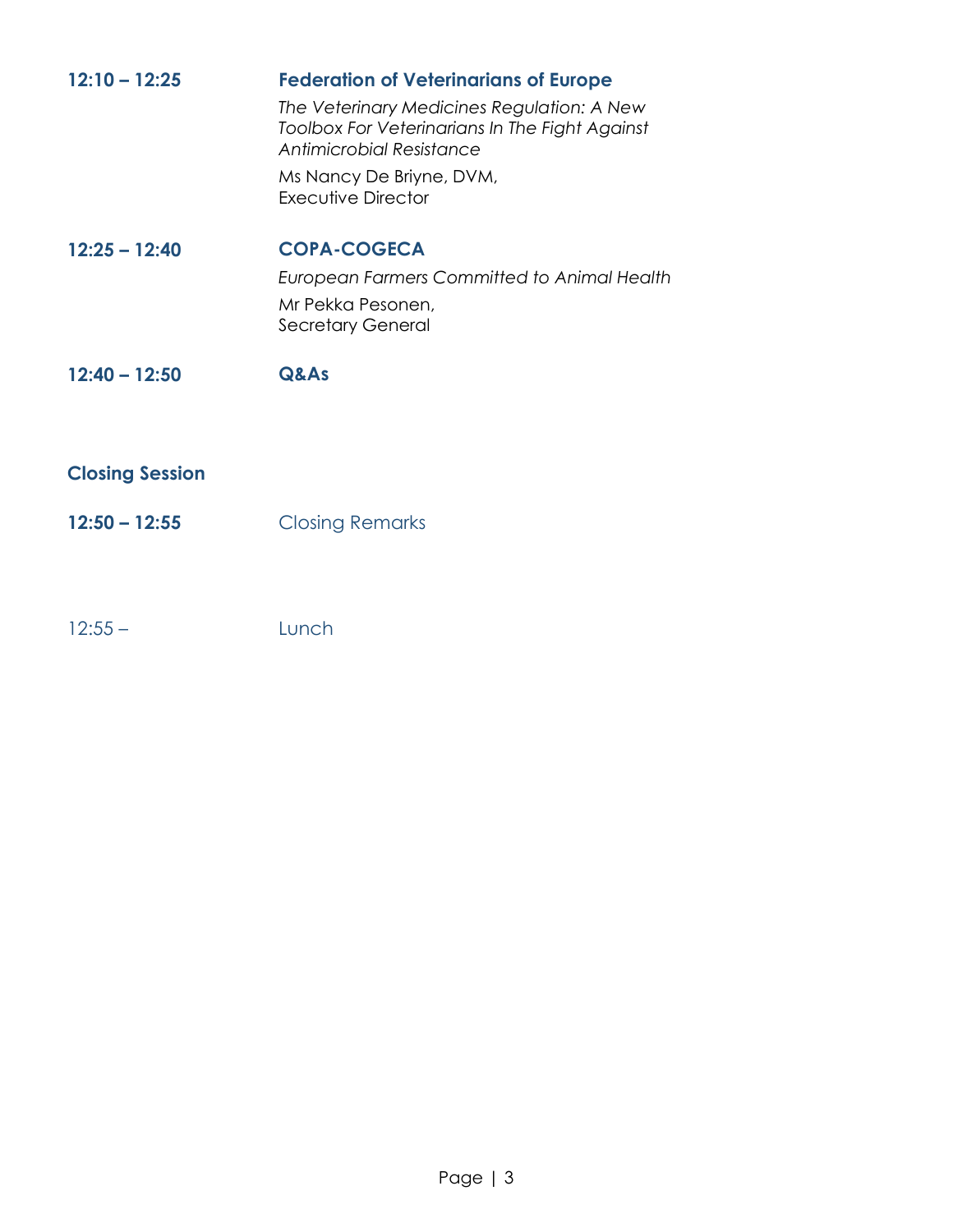**12:10 – 12:25** **Federation of Veterinarians of Europe**

*The Veterinary Medicines Regulation: A New Toolbox For Veterinarians In The Fight Against Antimicrobial Resistance*

Ms Nancy De Briyne, DVM,
Executive Director

**12:25 – 12:40** **COPA-COGECA**

*European Farmers Committed to Animal Health*

Mr Pekka Pesonen,
Secretary General

**12:40 – 12:50** **Q&As**

## Closing Session

**12:50 – 12:55** Closing Remarks

12:55 – Lunch